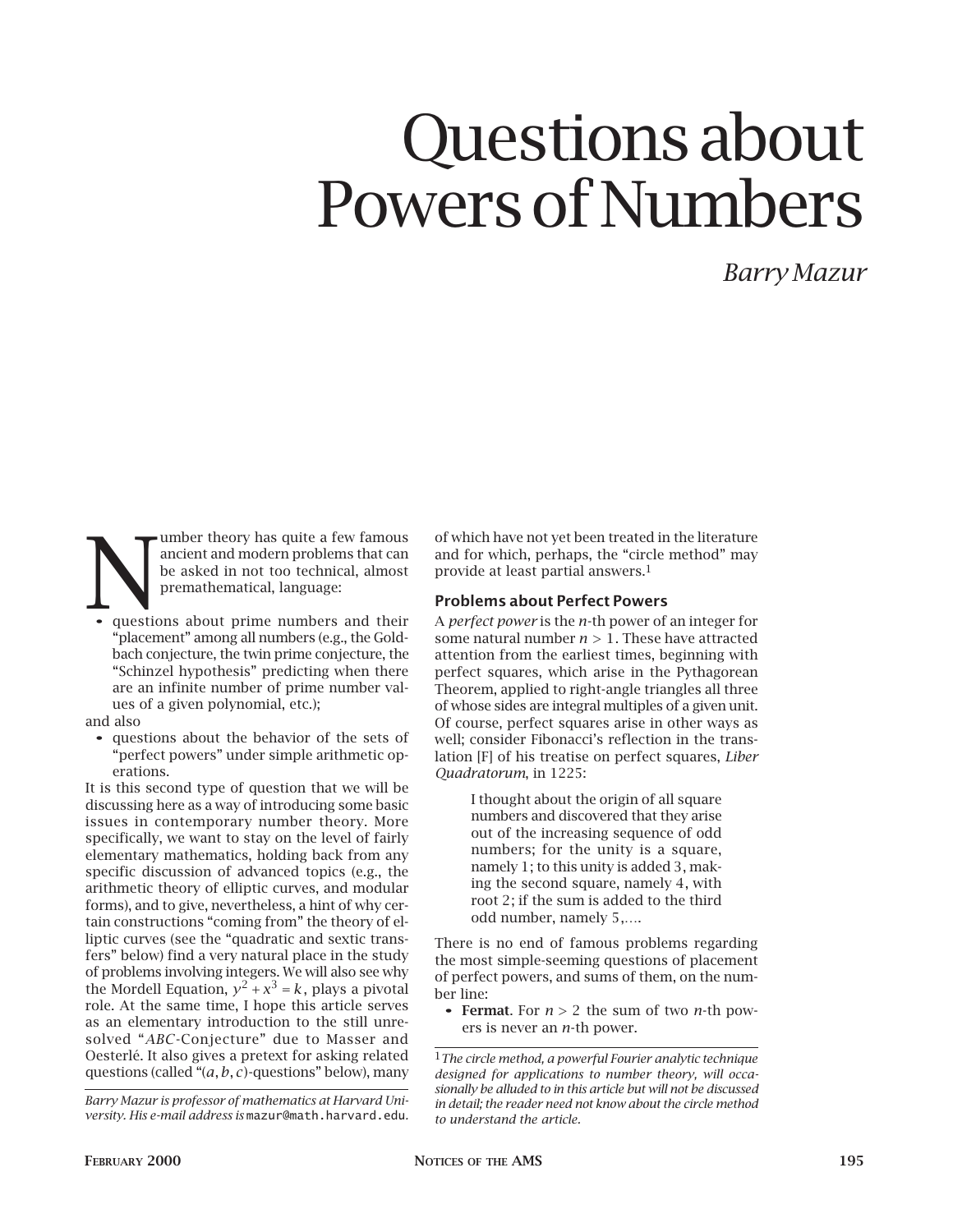# Questions about Powers of Numbers

*Barry Mazur*

Number theory has quite a few famous ancient and modern problems that can be asked in not too technical, almost premathematical, language:

- questions about prime numbers and their "placement" among all numbers (e.g., the Goldbach conjecture, the twin prime conjecture, the "Schinzel hypothesis" predicting when there are an infinite number of prime number values of a given polynomial, etc.);

and also

- questions about the behavior of the sets of "perfect powers" under simple arithmetic operations.

It is this second type of question that we will be discussing here as a way of introducing some basic issues in contemporary number theory. More specifically, we want to stay on the level of fairly elementary mathematics, holding back from any specific discussion of advanced topics (e.g., the arithmetic theory of elliptic curves, and modular forms), and to give, nevertheless, a hint of why certain constructions "coming from" the theory of elliptic curves (see the "quadratic and sextic transfers" below) find a very natural place in the study of problems involving integers. We will also see why the Mordell Equation, $y^2 + x^3 = k$, plays a pivotal role. At the same time, I hope this article serves as an elementary introduction to the still unresolved "*ABC*-Conjecture" due to Masser and Oesterlé. It also gives a pretext for asking related questions (called "$(a, b, c)$-questions" below), many of which have not yet been treated in the literature and for which, perhaps, the "circle method" may provide at least partial answers.[1]

*Barry Mazur is professor of mathematics at Harvard University. His e-mail address is* mazur@math.harvard.edu.

## Problems about Perfect Powers

A *perfect power* is the $n$-th power of an integer for some natural number $n > 1$. These have attracted attention from the earliest times, beginning with perfect squares, which arise in the Pythagorean Theorem, applied to right-angle triangles all three of whose sides are integral multiples of a given unit. Of course, perfect squares arise in other ways as well; consider Fibonacci's reflection in the translation [F] of his treatise on perfect squares, *Liber Quadratorum*, in 1225:

> I thought about the origin of all square numbers and discovered that they arise out of the increasing sequence of odd numbers; for the unity is a square, namely 1; to this unity is added 3, making the second square, namely 4, with root 2; if the sum is added to the third odd number, namely 5,….

There is no end of famous problems regarding the most simple-seeming questions of placement of perfect powers, and sums of them, on the number line:

- **Fermat**. For $n > 2$ the sum of two $n$-th powers is never an $n$-th power.

[1] *The circle method, a powerful Fourier analytic technique designed for applications to number theory, will occasionally be alluded to in this article but will not be discussed in detail; the reader need not know about the circle method to understand the article.*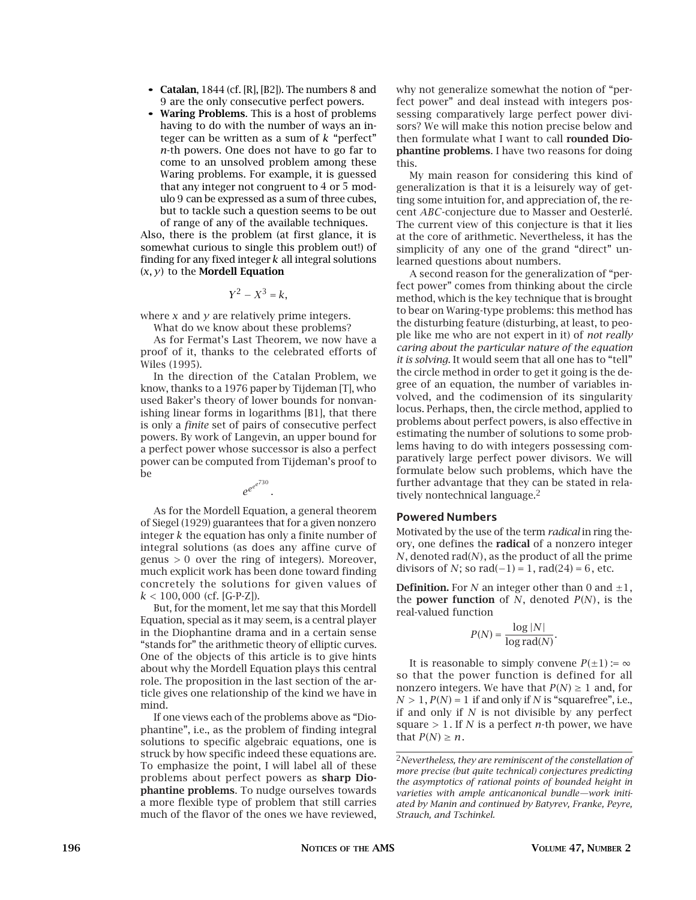- **Catalan**, 1844 (cf. [R], [B2]). The numbers 8 and 9 are the only consecutive perfect powers.
- **Waring Problems**. This is a host of problems having to do with the number of ways an integer can be written as a sum of $k$ "perfect" $n$-th powers. One does not have to go far to come to an unsolved problem among these Waring problems. For example, it is guessed that any integer not congruent to 4 or 5 modulo 9 can be expressed as a sum of three cubes, but to tackle such a question seems to be out of range of any of the available techniques.

Also, there is the problem (at first glance, it is somewhat curious to single this problem out!) of finding for any fixed integer $k$ all integral solutions $(x, y)$ to the **Mordell Equation**

$$Y^2 - X^3 = k,$$

where $x$ and $y$ are relatively prime integers.

What do we know about these problems?

As for Fermat's Last Theorem, we now have a proof of it, thanks to the celebrated efforts of Wiles (1995).

In the direction of the Catalan Problem, we know, thanks to a 1976 paper by Tijdeman [T], who used Baker's theory of lower bounds for nonvanishing linear forms in logarithms [B1], that there is only a *finite* set of pairs of consecutive perfect powers. By work of Langevin, an upper bound for a perfect power whose successor is also a perfect power can be computed from Tijdeman's proof to be

$$e^{e^{e^{e^{730}}}}.$$

As for the Mordell Equation, a general theorem of Siegel (1929) guarantees that for a given nonzero integer $k$ the equation has only a finite number of integral solutions (as does any affine curve of genus $> 0$ over the ring of integers). Moreover, much explicit work has been done toward finding concretely the solutions for given values of $k < 100,000$ (cf. [G-P-Z]).

But, for the moment, let me say that this Mordell Equation, special as it may seem, is a central player in the Diophantine drama and in a certain sense "stands for" the arithmetic theory of elliptic curves. One of the objects of this article is to give hints about why the Mordell Equation plays this central role. The proposition in the last section of the article gives one relationship of the kind we have in mind.

If one views each of the problems above as "Diophantine", i.e., as the problem of finding integral solutions to specific algebraic equations, one is struck by how specific indeed these equations are. To emphasize the point, I will label all of these problems about perfect powers as **sharp Diophantine problems**. To nudge ourselves towards a more flexible type of problem that still carries much of the flavor of the ones we have reviewed, why not generalize somewhat the notion of "perfect power" and deal instead with integers possessing comparatively large perfect power divisors? We will make this notion precise below and then formulate what I want to call **rounded Diophantine problems**. I have two reasons for doing this.

My main reason for considering this kind of generalization is that it is a leisurely way of getting some intuition for, and appreciation of, the recent *ABC*-conjecture due to Masser and Oesterlé. The current view of this conjecture is that it lies at the core of arithmetic. Nevertheless, it has the simplicity of any one of the grand "direct" unlearned questions about numbers.

A second reason for the generalization of "perfect power" comes from thinking about the circle method, which is the key technique that is brought to bear on Waring-type problems: this method has the disturbing feature (disturbing, at least, to people like me who are not expert in it) of *not really caring about the particular nature of the equation it is solving*. It would seem that all one has to "tell" the circle method in order to get it going is the degree of an equation, the number of variables involved, and the codimension of its singularity locus. Perhaps, then, the circle method, applied to problems about perfect powers, is also effective in estimating the number of solutions to some problems having to do with integers possessing comparatively large perfect power divisors. We will formulate below such problems, which have the further advantage that they can be stated in relatively nontechnical language.[2]

## Powered Numbers

Motivated by the use of the term *radical* in ring theory, one defines the **radical** of a nonzero integer $N$, denoted $\mathrm{rad}(N)$, as the product of all the prime divisors of $N$; so $\mathrm{rad}(-1) = 1$, $\mathrm{rad}(24) = 6$, etc.

**Definition.** For $N$ an integer other than 0 and $\pm 1$, the **power function** of $N$, denoted $P(N)$, is the real-valued function

$$P(N) = \frac{\log |N|}{\log \mathrm{rad}(N)}.$$

It is reasonable to simply convene $P(\pm 1) := \infty$ so that the power function is defined for all nonzero integers. We have that $P(N) \geq 1$ and, for $N > 1$, $P(N) = 1$ if and only if $N$ is "squarefree", i.e., if and only if $N$ is not divisible by any perfect square $> 1$. If $N$ is a perfect $n$-th power, we have that $P(N) \geq n$.

---

[2] *Nevertheless, they are reminiscent of the constellation of more precise (but quite technical) conjectures predicting the asymptotics of rational points of bounded height in varieties with ample anticanonical bundle—work initiated by Manin and continued by Batyrev, Franke, Peyre, Strauch, and Tschinkel.*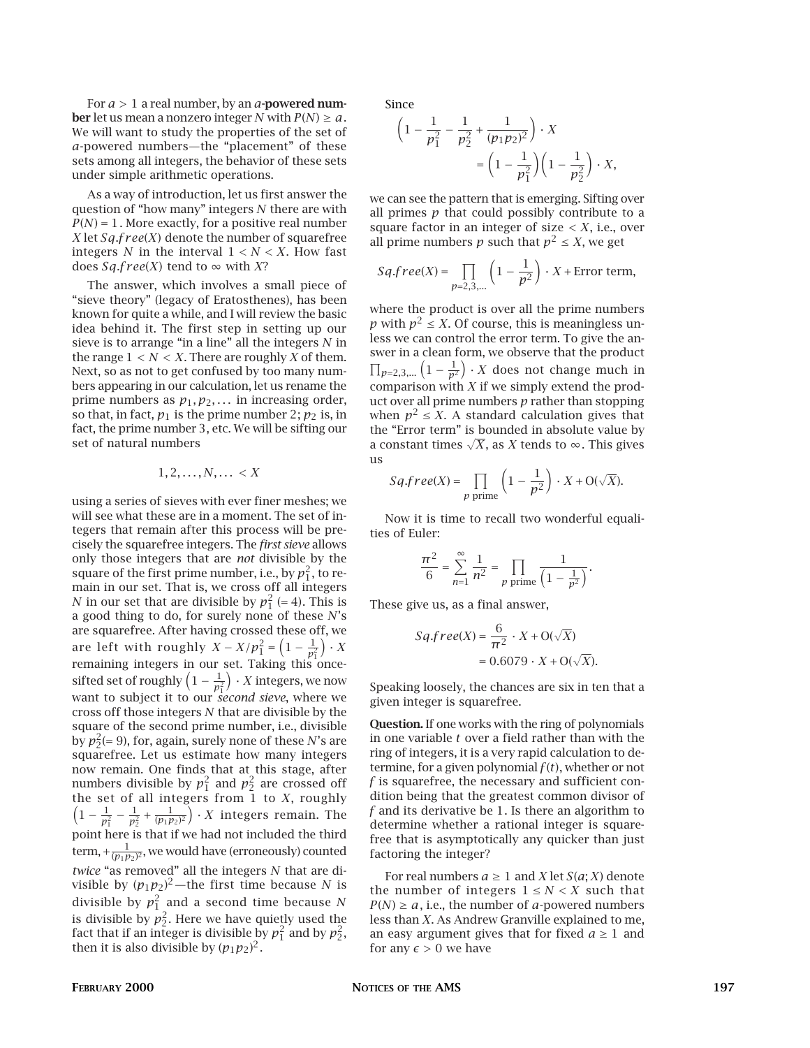For $a > 1$ a real number, by an ***a*-powered number** let us mean a nonzero integer $N$ with $P(N) \geq a$. We will want to study the properties of the set of $a$-powered numbers—the "placement" of these sets among all integers, the behavior of these sets under simple arithmetic operations.

As a way of introduction, let us first answer the question of "how many" integers $N$ there are with $P(N) = 1$. More exactly, for a positive real number $X$ let $Sq.free(X)$ denote the number of squarefree integers $N$ in the interval $1 < N < X$. How fast does $Sq.free(X)$ tend to $\infty$ with $X$?

The answer, which involves a small piece of "sieve theory" (legacy of Eratosthenes), has been known for quite a while, and I will review the basic idea behind it. The first step in setting up our sieve is to arrange "in a line" all the integers $N$ in the range $1 < N < X$. There are roughly $X$ of them. Next, so as not to get confused by too many numbers appearing in our calculation, let us rename the prime numbers as $p_1, p_2, \ldots$ in increasing order, so that, in fact, $p_1$ is the prime number 2; $p_2$ is, in fact, the prime number 3, etc. We will be sifting our set of natural numbers

$$1, 2, \ldots, N, \ldots < X$$

using a series of sieves with ever finer meshes; we will see what these are in a moment. The set of integers that remain after this process will be precisely the squarefree integers. The *first sieve* allows only those integers that are *not* divisible by the square of the first prime number, i.e., by $p_1^2$, to remain in our set. That is, we cross off all integers $N$ in our set that are divisible by $p_1^2$ $(= 4)$. This is a good thing to do, for surely none of these $N$'s are squarefree. After having crossed these off, we are left with roughly $X - X/p_1^2 = \left(1 - \frac{1}{p_1^2}\right) \cdot X$ remaining integers in our set. Taking this once-sifted set of roughly $\left(1 - \frac{1}{p_1^2}\right) \cdot X$ integers, we now want to subject it to our *second sieve*, where we cross off those integers $N$ that are divisible by the square of the second prime number, i.e., divisible by $p_2^2 (= 9)$, for, again, surely none of these $N$'s are squarefree. Let us estimate how many integers now remain. One finds that at this stage, after numbers divisible by $p_1^2$ and $p_2^2$ are crossed off the set of all integers from 1 to $X$, roughly $\left(1 - \frac{1}{p_1^2} - \frac{1}{p_2^2} + \frac{1}{(p_1 p_2)^2}\right) \cdot X$ integers remain. The point here is that if we had not included the third term, $+\frac{1}{(p_1 p_2)^2}$, we would have (erroneously) counted *twice* "as removed" all the integers $N$ that are divisible by $(p_1 p_2)^2$—the first time because $N$ is divisible by $p_1^2$ and a second time because $N$ is divisible by $p_2^2$. Here we have quietly used the fact that if an integer is divisible by $p_1^2$ and by $p_2^2$, then it is also divisible by $(p_1 p_2)^2$.

Since

$$\left(1 - \frac{1}{p_1^2} - \frac{1}{p_2^2} + \frac{1}{(p_1 p_2)^2}\right) \cdot X = \left(1 - \frac{1}{p_1^2}\right)\left(1 - \frac{1}{p_2^2}\right) \cdot X,$$

we can see the pattern that is emerging. Sifting over all primes $p$ that could possibly contribute to a square factor in an integer of size $< X$, i.e., over all prime numbers $p$ such that $p^2 \leq X$, we get

$$Sq.free(X) = \prod_{p=2,3,\ldots} \left(1 - \frac{1}{p^2}\right) \cdot X + \text{Error term},$$

where the product is over all the prime numbers $p$ with $p^2 \leq X$. Of course, this is meaningless unless we can control the error term. To give the answer in a clean form, we observe that the product $\prod_{p=2,3,\ldots}\left(1 - \frac{1}{p^2}\right) \cdot X$ does not change much in comparison with $X$ if we simply extend the product over all prime numbers $p$ rather than stopping when $p^2 \leq X$. A standard calculation gives that the "Error term" is bounded in absolute value by a constant times $\sqrt{X}$, as $X$ tends to $\infty$. This gives us

$$Sq.free(X) = \prod_{p \text{ prime}} \left(1 - \frac{1}{p^2}\right) \cdot X + O(\sqrt{X}).$$

Now it is time to recall two wonderful equalities of Euler:

$$\frac{\pi^2}{6} = \sum_{n=1}^{\infty} \frac{1}{n^2} = \prod_{p \text{ prime}} \frac{1}{\left(1 - \frac{1}{p^2}\right)}.$$

These give us, as a final answer,

$$Sq.free(X) = \frac{6}{\pi^2} \cdot X + O(\sqrt{X}) = 0.6079 \cdot X + O(\sqrt{X}).$$

Speaking loosely, the chances are six in ten that a given integer is squarefree.

**Question.** If one works with the ring of polynomials in one variable $t$ over a field rather than with the ring of integers, it is a very rapid calculation to determine, for a given polynomial $f(t)$, whether or not $f$ is squarefree, the necessary and sufficient condition being that the greatest common divisor of $f$ and its derivative be 1. Is there an algorithm to determine whether a rational integer is squarefree that is asymptotically any quicker than just factoring the integer?

For real numbers $a \geq 1$ and $X$ let $S(a; X)$ denote the number of integers $1 \leq N < X$ such that $P(N) \geq a$, i.e., the number of $a$-powered numbers less than $X$. As Andrew Granville explained to me, an easy argument gives that for fixed $a \geq 1$ and for any $\epsilon > 0$ we have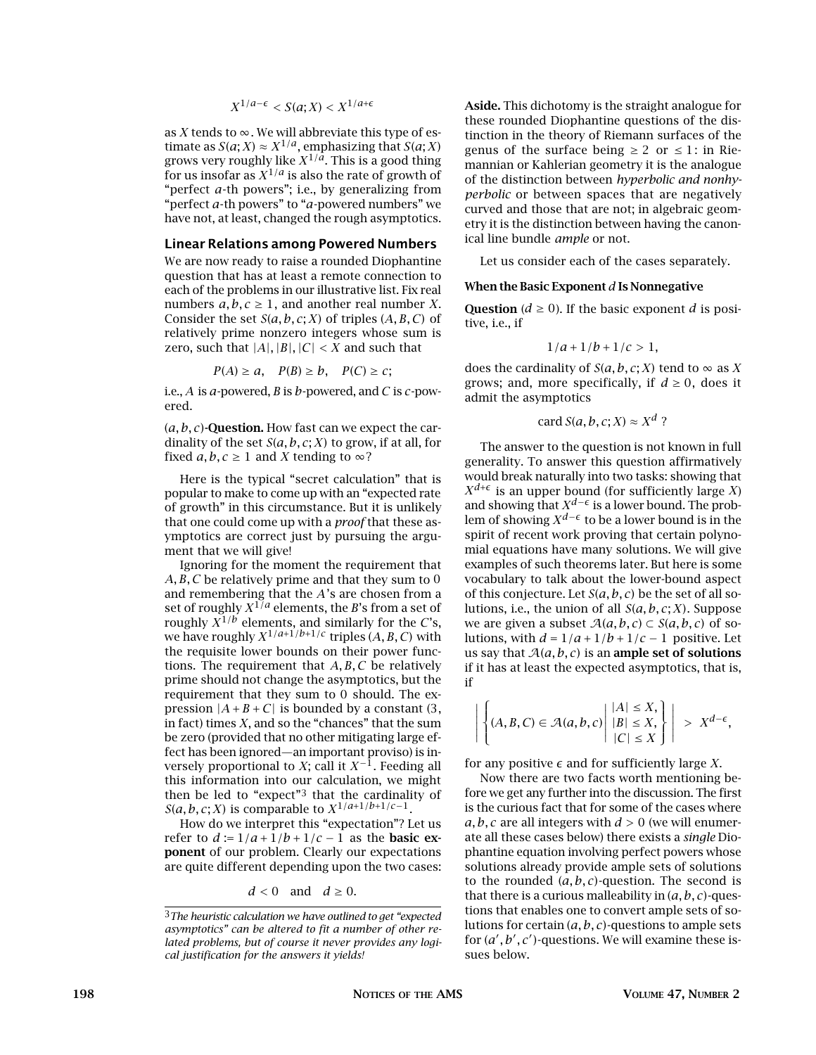$$X^{1/a-\epsilon} < S(a;X) < X^{1/a+\epsilon}$$

as $X$ tends to $\infty$. We will abbreviate this type of estimate as $S(a;X) \approx X^{1/a}$, emphasizing that $S(a;X)$ grows very roughly like $X^{1/a}$. This is a good thing for us insofar as $X^{1/a}$ is also the rate of growth of "perfect $a$-th powers"; i.e., by generalizing from "perfect $a$-th powers" to "$a$-powered numbers" we have not, at least, changed the rough asymptotics.

## Linear Relations among Powered Numbers

We are now ready to raise a rounded Diophantine question that has at least a remote connection to each of the problems in our illustrative list. Fix real numbers $a, b, c \geq 1$, and another real number $X$. Consider the set $S(a, b, c; X)$ of triples $(A, B, C)$ of relatively prime nonzero integers whose sum is zero, such that $|A|, |B|, |C| < X$ and such that

$$P(A) \geq a, \quad P(B) \geq b, \quad P(C) \geq c;$$

i.e., $A$ is $a$-powered, $B$ is $b$-powered, and $C$ is $c$-powered.

$(a, b, c)$-**Question.** How fast can we expect the cardinality of the set $S(a, b, c; X)$ to grow, if at all, for fixed $a, b, c \geq 1$ and $X$ tending to $\infty$?

Here is the typical "secret calculation" that is popular to make to come up with an "expected rate of growth" in this circumstance. But it is unlikely that one could come up with a *proof* that these asymptotics are correct just by pursuing the argument that we will give!

Ignoring for the moment the requirement that $A, B, C$ be relatively prime and that they sum to 0 and remembering that the $A$'s are chosen from a set of roughly $X^{1/a}$ elements, the $B$'s from a set of roughly $X^{1/b}$ elements, and similarly for the $C$'s, we have roughly $X^{1/a+1/b+1/c}$ triples $(A, B, C)$ with the requisite lower bounds on their power functions. The requirement that $A, B, C$ be relatively prime should not change the asymptotics, but the requirement that they sum to 0 should. The expression $|A + B + C|$ is bounded by a constant (3, in fact) times $X$, and so the "chances" that the sum be zero (provided that no other mitigating large effect has been ignored—an important proviso) is inversely proportional to $X$; call it $X^{-1}$. Feeding all this information into our calculation, we might then be led to "expect"[3] that the cardinality of $S(a, b, c; X)$ is comparable to $X^{1/a+1/b+1/c-1}$.

How do we interpret this "expectation"? Let us refer to $d := 1/a + 1/b + 1/c - 1$ as the **basic exponent** of our problem. Clearly our expectations are quite different depending upon the two cases:

$$d < 0 \quad \text{and} \quad d \geq 0.$$

[3] *The heuristic calculation we have outlined to get "expected asymptotics" can be altered to fit a number of other related problems, but of course it never provides any logical justification for the answers it yields!*

**Aside.** This dichotomy is the straight analogue for these rounded Diophantine questions of the distinction in the theory of Riemann surfaces of the genus of the surface being $\geq 2$ or $\leq 1$: in Riemannian or Kahlerian geometry it is the analogue of the distinction between *hyperbolic and nonhyperbolic* or between spaces that are negatively curved and those that are not; in algebraic geometry it is the distinction between having the canonical line bundle *ample* or not.

Let us consider each of the cases separately.

### When the Basic Exponent $d$ Is Nonnegative

**Question** ($d \geq 0$). If the basic exponent $d$ is positive, i.e., if

$$1/a + 1/b + 1/c > 1,$$

does the cardinality of $S(a, b, c; X)$ tend to $\infty$ as $X$ grows; and, more specifically, if $d \geq 0$, does it admit the asymptotics

$$\text{card } S(a, b, c; X) \approx X^d \ ?$$

The answer to the question is not known in full generality. To answer this question affirmatively would break naturally into two tasks: showing that $X^{d+\epsilon}$ is an upper bound (for sufficiently large $X$) and showing that $X^{d-\epsilon}$ is a lower bound. The problem of showing $X^{d-\epsilon}$ to be a lower bound is in the spirit of recent work proving that certain polynomial equations have many solutions. We will give examples of such theorems later. But here is some vocabulary to talk about the lower-bound aspect of this conjecture. Let $S(a, b, c)$ be the set of all solutions, i.e., the union of all $S(a, b, c; X)$. Suppose we are given a subset $\mathcal{A}(a, b, c) \subset S(a, b, c)$ of solutions, with $d = 1/a + 1/b + 1/c - 1$ positive. Let us say that $\mathcal{A}(a, b, c)$ is an **ample set of solutions** if it has at least the expected asymptotics, that is, if

$$\left| \left\{ (A, B, C) \in \mathcal{A}(a, b, c) \;\middle|\; \begin{array}{l} |A| \leq X, \\ |B| \leq X, \\ |C| \leq X \end{array} \right\} \right| > X^{d-\epsilon},$$

for any positive $\epsilon$ and for sufficiently large $X$.

Now there are two facts worth mentioning before we get any further into the discussion. The first is the curious fact that for some of the cases where $a, b, c$ are all integers with $d > 0$ (we will enumerate all these cases below) there exists a *single* Diophantine equation involving perfect powers whose solutions already provide ample sets of solutions to the rounded $(a, b, c)$-question. The second is that there is a curious malleability in $(a, b, c)$-questions that enables one to convert ample sets of solutions for certain $(a, b, c)$-questions to ample sets for $(a', b', c')$-questions. We will examine these issues below.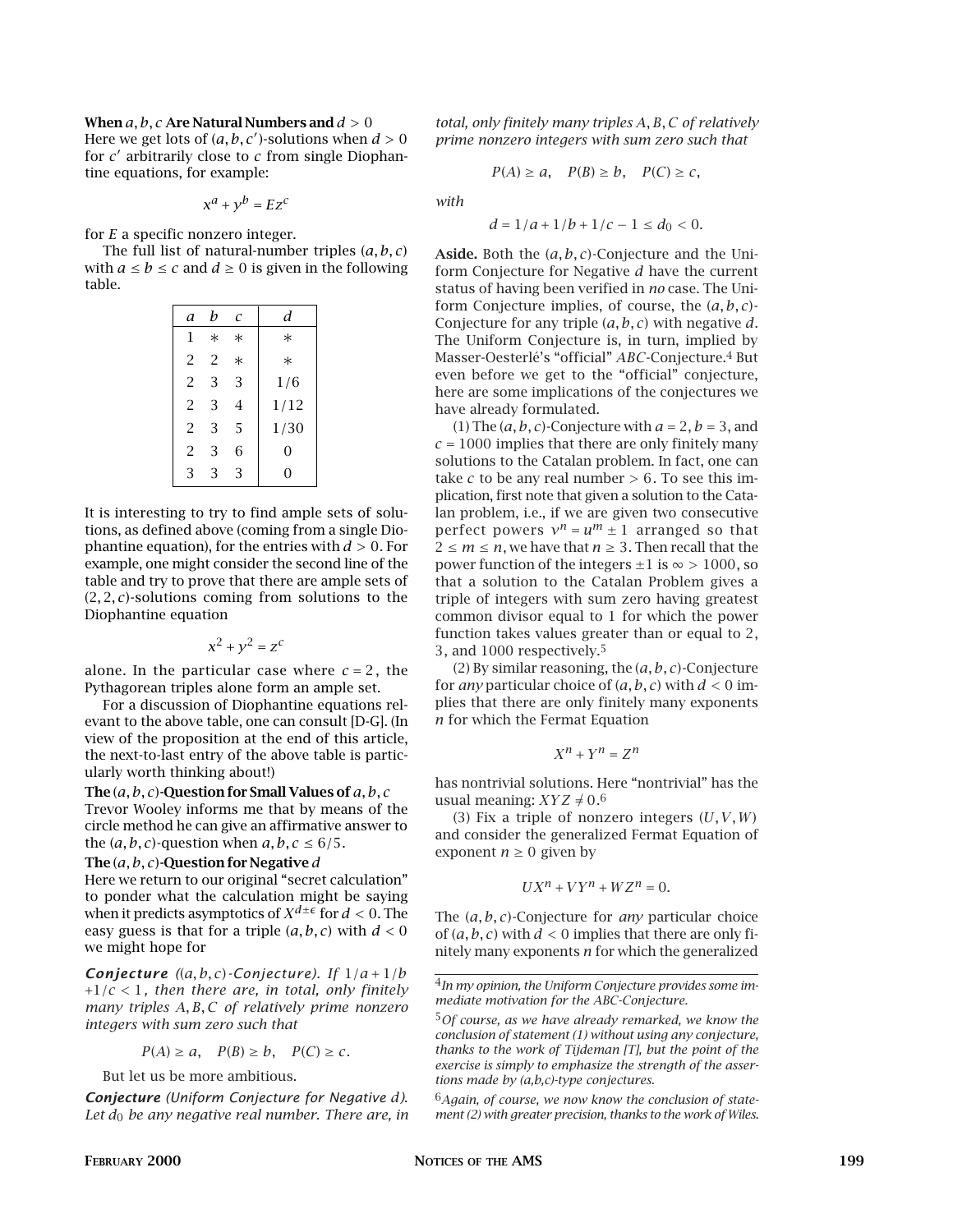**When $a, b, c$ Are Natural Numbers and $d > 0$**

Here we get lots of $(a, b, c')$-solutions when $d > 0$ for $c'$ arbitrarily close to $c$ from single Diophantine equations, for example:

$$x^a + y^b = Ez^c$$

for $E$ a specific nonzero integer.

The full list of natural-number triples $(a, b, c)$ with $a \le b \le c$ and $d \ge 0$ is given in the following table.

| $a$ | $b$ | $c$ | $d$ |
|---|---|---|---|
| 1 | * | * | * |
| 2 | 2 | * | * |
| 2 | 3 | 3 | 1/6 |
| 2 | 3 | 4 | 1/12 |
| 2 | 3 | 5 | 1/30 |
| 2 | 3 | 6 | 0 |
| 3 | 3 | 3 | 0 |

It is interesting to try to find ample sets of solutions, as defined above (coming from a single Diophantine equation), for the entries with $d > 0$. For example, one might consider the second line of the table and try to prove that there are ample sets of $(2, 2, c)$-solutions coming from solutions to the Diophantine equation

$$x^2 + y^2 = z^c$$

alone. In the particular case where $c = 2$, the Pythagorean triples alone form an ample set.

For a discussion of Diophantine equations relevant to the above table, one can consult [D-G]. (In view of the proposition at the end of this article, the next-to-last entry of the above table is particularly worth thinking about!)

**The $(a, b, c)$-Question for Small Values of $a, b, c$**

Trevor Wooley informs me that by means of the circle method he can give an affirmative answer to the $(a, b, c)$-question when $a, b, c \le 6/5$.

**The $(a, b, c)$-Question for Negative $d$**

Here we return to our original "secret calculation" to ponder what the calculation might be saying when it predicts asymptotics of $X^{d\pm\epsilon}$ for $d < 0$. The easy guess is that for a triple $(a, b, c)$ with $d < 0$ we might hope for

***Conjecture*** *($(a, b, c)$-Conjecture). If $1/a + 1/b + 1/c < 1$, then there are, in total, only finitely many triples $A, B, C$ of relatively prime nonzero integers with sum zero such that*

$$P(A) \ge a, \quad P(B) \ge b, \quad P(C) \ge c.$$

But let us be more ambitious.

***Conjecture*** *(Uniform Conjecture for Negative $d$). Let $d_0$ be any negative real number. There are, in total, only finitely many triples $A, B, C$ of relatively prime nonzero integers with sum zero such that*

$$P(A) \ge a, \quad P(B) \ge b, \quad P(C) \ge c,$$

*with*

$$d = 1/a + 1/b + 1/c - 1 \le d_0 < 0.$$

**Aside.** Both the $(a, b, c)$-Conjecture and the Uniform Conjecture for Negative $d$ have the current status of having been verified in *no* case. The Uniform Conjecture implies, of course, the $(a, b, c)$-Conjecture for any triple $(a, b, c)$ with negative $d$. The Uniform Conjecture is, in turn, implied by Masser-Oesterlé's "official" *ABC*-Conjecture.[4] But even before we get to the "official" conjecture, here are some implications of the conjectures we have already formulated.

(1) The $(a, b, c)$-Conjecture with $a = 2$, $b = 3$, and $c = 1000$ implies that there are only finitely many solutions to the Catalan problem. In fact, one can take $c$ to be any real number $> 6$. To see this implication, first note that given a solution to the Catalan problem, i.e., if we are given two consecutive perfect powers $v^n = u^m \pm 1$ arranged so that $2 \le m \le n$, we have that $n \ge 3$. Then recall that the power function of the integers $\pm 1$ is $\infty > 1000$, so that a solution to the Catalan Problem gives a triple of integers with sum zero having greatest common divisor equal to 1 for which the power function takes values greater than or equal to 2, 3, and 1000 respectively.[5]

(2) By similar reasoning, the $(a, b, c)$-Conjecture for *any* particular choice of $(a, b, c)$ with $d < 0$ implies that there are only finitely many exponents $n$ for which the Fermat Equation

$$X^n + Y^n = Z^n$$

has nontrivial solutions. Here "nontrivial" has the usual meaning: $XYZ \ne 0$.[6]

(3) Fix a triple of nonzero integers $(U, V, W)$ and consider the generalized Fermat Equation of exponent $n \ge 0$ given by

$$UX^n + VY^n + WZ^n = 0.$$

The $(a, b, c)$-Conjecture for *any* particular choice of $(a, b, c)$ with $d < 0$ implies that there are only finitely many exponents $n$ for which the generalized

---

[4] *In my opinion, the Uniform Conjecture provides some immediate motivation for the ABC-Conjecture.*

[5] *Of course, as we have already remarked, we know the conclusion of statement (1) without using any conjecture, thanks to the work of Tijdeman [T], but the point of the exercise is simply to emphasize the strength of the assertions made by (a,b,c)-type conjectures.*

[6] *Again, of course, we now know the conclusion of statement (2) with greater precision, thanks to the work of Wiles.*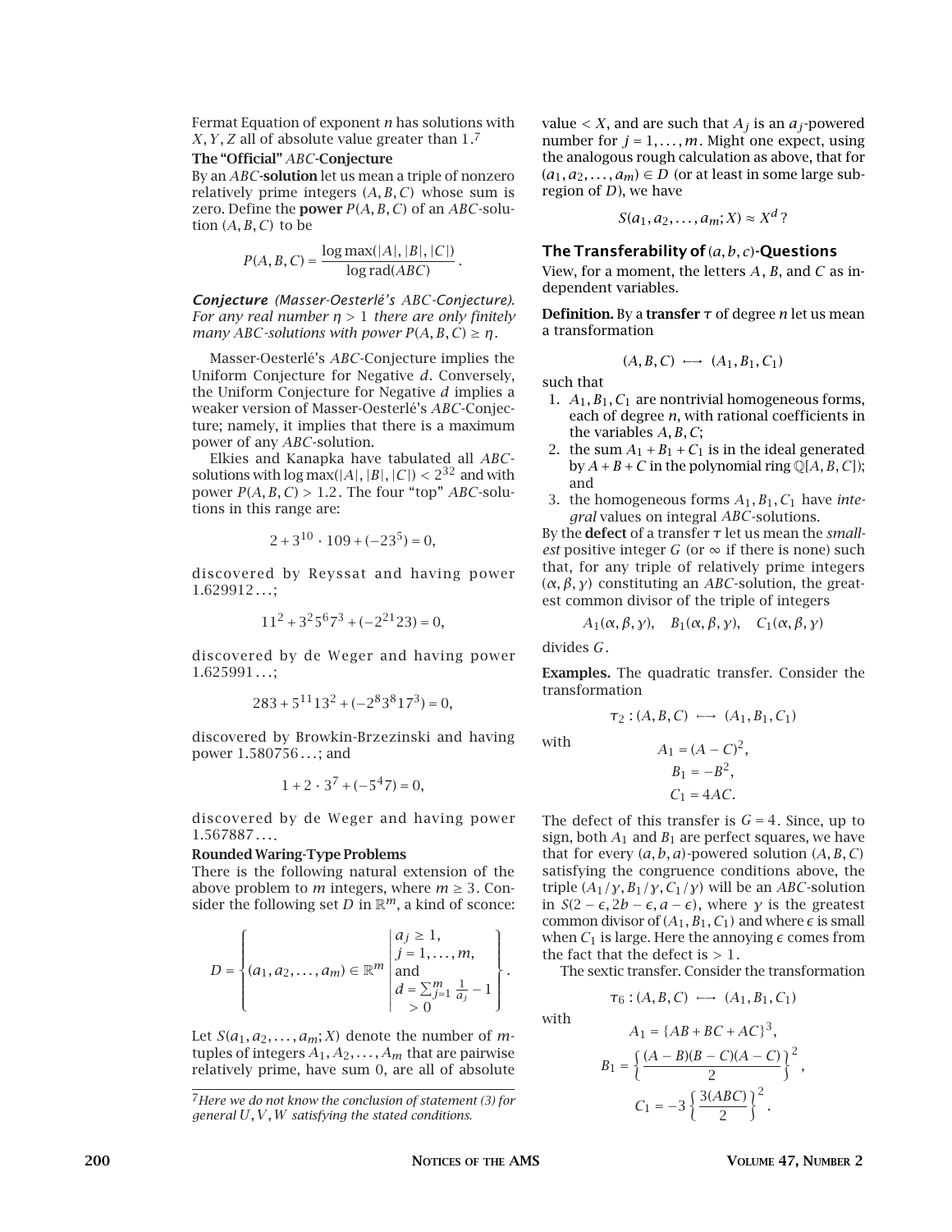Fermat Equation of exponent $n$ has solutions with $X, Y, Z$ all of absolute value greater than 1.[7]

**The "Official" *ABC*-Conjecture**

By an *ABC*-**solution** let us mean a triple of nonzero relatively prime integers $(A, B, C)$ whose sum is zero. Define the **power** $P(A, B, C)$ of an *ABC*-solution $(A, B, C)$ to be

$$P(A, B, C) = \frac{\log \max(|A|, |B|, |C|)}{\log \operatorname{rad}(ABC)}.$$

***Conjecture** (Masser-Oesterlé's ABC-Conjecture). For any real number $\eta > 1$ there are only finitely many ABC-solutions with power $P(A, B, C) \geq \eta$.*

Masser-Oesterlé's *ABC*-Conjecture implies the Uniform Conjecture for Negative $d$. Conversely, the Uniform Conjecture for Negative $d$ implies a weaker version of Masser-Oesterlé's *ABC*-Conjecture; namely, it implies that there is a maximum power of any *ABC*-solution.

Elkies and Kanapka have tabulated all *ABC*-solutions with $\log \max(|A|, |B|, |C|) < 2^{32}$ and with power $P(A, B, C) > 1.2$. The four "top" *ABC*-solutions in this range are:

$$2 + 3^{10} \cdot 109 + (-23^5) = 0,$$

discovered by Reyssat and having power $1.629912\ldots$;

$$11^2 + 3^2 5^6 7^3 + (-2^{21} 23) = 0,$$

discovered by de Weger and having power $1.625991\ldots$;

$$283 + 5^{11} 13^2 + (-2^8 3^8 17^3) = 0,$$

discovered by Browkin-Brzezinski and having power $1.580756\ldots$; and

$$1 + 2 \cdot 3^7 + (-5^4 7) = 0,$$

discovered by de Weger and having power $1.567887\ldots$.

**Rounded Waring-Type Problems**

There is the following natural extension of the above problem to $m$ integers, where $m \geq 3$. Consider the following set $D$ in $\mathbb{R}^m$, a kind of sconce:

$$D = \left\{ (a_1, a_2, \ldots, a_m) \in \mathbb{R}^m \;\middle|\; \begin{array}{l} a_j \geq 1, \\ j = 1, \ldots, m, \\ \text{and} \\ d = \sum_{j=1}^m \frac{1}{a_j} - 1 \\ \quad > 0 \end{array} \right\}.$$

Let $S(a_1, a_2, \ldots, a_m; X)$ denote the number of $m$-tuples of integers $A_1, A_2, \ldots, A_m$ that are pairwise relatively prime, have sum 0, are all of absolute value $< X$, and are such that $A_j$ is an $a_j$-powered number for $j = 1, \ldots, m$. Might one expect, using the analogous rough calculation as above, that for $(a_1, a_2, \ldots, a_m) \in D$ (or at least in some large subregion of $D$), we have

$$S(a_1, a_2, \ldots, a_m; X) \approx X^d \,?$$

## The Transferability of $(a, b, c)$-Questions

View, for a moment, the letters $A$, $B$, and $C$ as independent variables.

**Definition.** By a **transfer** $\tau$ of degree $n$ let us mean a transformation

$$(A, B, C) \longmapsto (A_1, B_1, C_1)$$

such that

1. $A_1, B_1, C_1$ are nontrivial homogeneous forms, each of degree $n$, with rational coefficients in the variables $A, B, C$;
2. the sum $A_1 + B_1 + C_1$ is in the ideal generated by $A + B + C$ in the polynomial ring $\mathbb{Q}[A, B, C]$; and
3. the homogeneous forms $A_1, B_1, C_1$ have *integral* values on integral *ABC*-solutions.

By the **defect** of a transfer $\tau$ let us mean the *smallest* positive integer $G$ (or $\infty$ if there is none) such that, for any triple of relatively prime integers $(\alpha, \beta, \gamma)$ constituting an *ABC*-solution, the greatest common divisor of the triple of integers

$$A_1(\alpha, \beta, \gamma), \quad B_1(\alpha, \beta, \gamma), \quad C_1(\alpha, \beta, \gamma)$$

divides $G$.

**Examples.** The quadratic transfer. Consider the transformation

$$\tau_2 : (A, B, C) \longmapsto (A_1, B_1, C_1)$$

with

$$A_1 = (A - C)^2, \quad B_1 = -B^2, \quad C_1 = 4AC.$$

The defect of this transfer is $G = 4$. Since, up to sign, both $A_1$ and $B_1$ are perfect squares, we have that for every $(a, b, a)$-powered solution $(A, B, C)$ satisfying the congruence conditions above, the triple $(A_1/\gamma, B_1/\gamma, C_1/\gamma)$ will be an *ABC*-solution in $S(2 - \epsilon, 2b - \epsilon, a - \epsilon)$, where $\gamma$ is the greatest common divisor of $(A_1, B_1, C_1)$ and where $\epsilon$ is small when $C_1$ is large. Here the annoying $\epsilon$ comes from the fact that the defect is $> 1$.

The sextic transfer. Consider the transformation

$$\tau_6 : (A, B, C) \longmapsto (A_1, B_1, C_1)$$

with

$$A_1 = \{AB + BC + AC\}^3,$$
$$B_1 = \left\{ \frac{(A - B)(B - C)(A - C)}{2} \right\}^2,$$
$$C_1 = -3 \left\{ \frac{3(ABC)}{2} \right\}^2.$$

[7] *Here we do not know the conclusion of statement (3) for general $U, V, W$ satisfying the stated conditions.*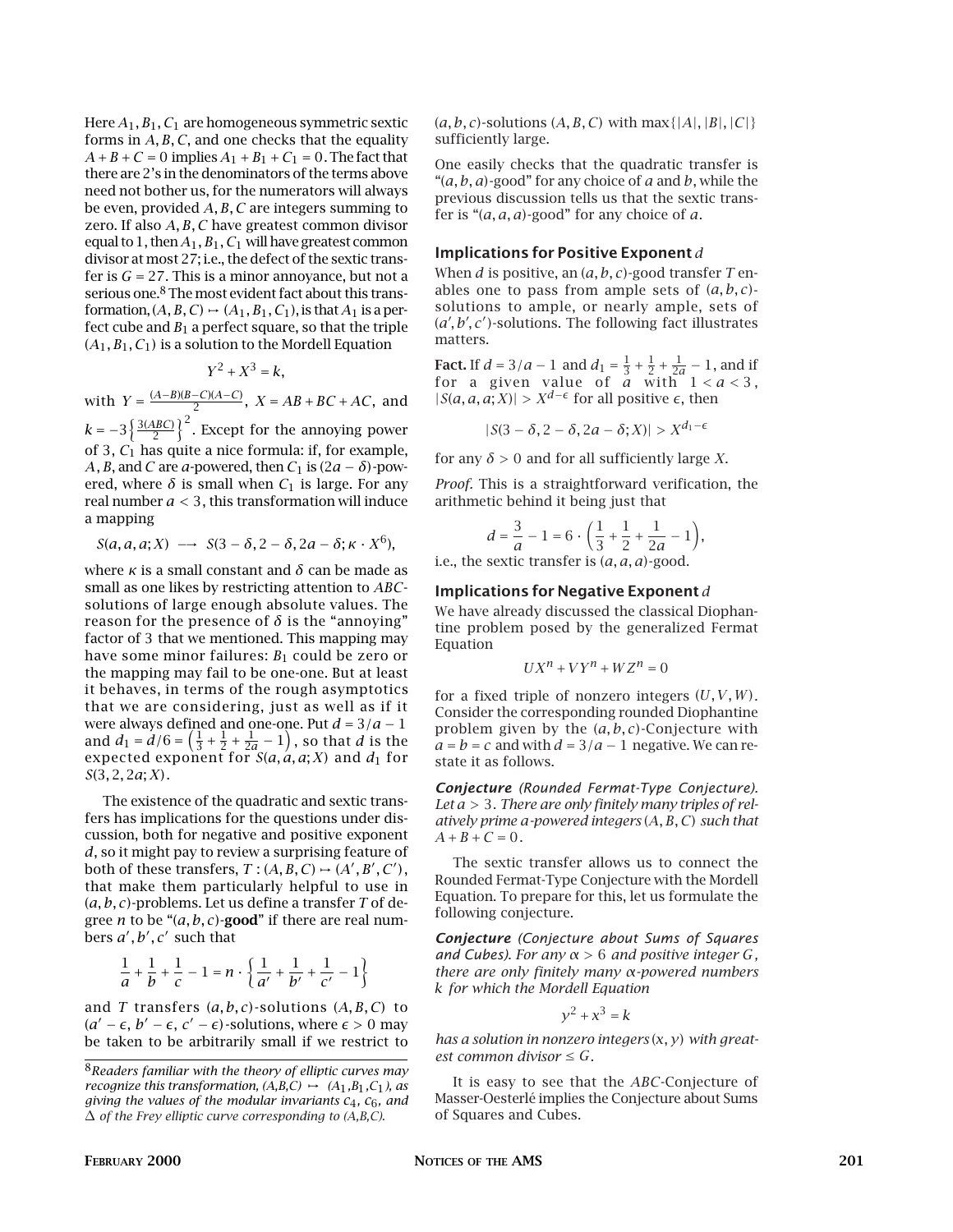Here $A_1, B_1, C_1$ are homogeneous symmetric sextic forms in $A, B, C$, and one checks that the equality $A + B + C = 0$ implies $A_1 + B_1 + C_1 = 0$. The fact that there are 2's in the denominators of the terms above need not bother us, for the numerators will always be even, provided $A, B, C$ are integers summing to zero. If also $A, B, C$ have greatest common divisor equal to 1, then $A_1, B_1, C_1$ will have greatest common divisor at most 27; i.e., the defect of the sextic transfer is $G = 27$. This is a minor annoyance, but not a serious one.[8] The most evident fact about this transformation, $(A, B, C) \mapsto (A_1, B_1, C_1)$, is that $A_1$ is a perfect cube and $B_1$ a perfect square, so that the triple $(A_1, B_1, C_1)$ is a solution to the Mordell Equation

$$Y^2 + X^3 = k,$$

with $Y = \frac{(A-B)(B-C)(A-C)}{2}$, $X = AB + BC + AC$, and $k = -3\left\{\frac{3(ABC)}{2}\right\}^2$. Except for the annoying power of 3, $C_1$ has quite a nice formula: if, for example, $A, B$, and $C$ are $a$-powered, then $C_1$ is $(2a - \delta)$-powered, where $\delta$ is small when $C_1$ is large. For any real number $a < 3$, this transformation will induce a mapping

$$S(a, a, a; X) \longrightarrow S(3 - \delta, 2 - \delta, 2a - \delta; \kappa \cdot X^6),$$

where $\kappa$ is a small constant and $\delta$ can be made as small as one likes by restricting attention to *ABC*-solutions of large enough absolute values. The reason for the presence of $\delta$ is the "annoying" factor of 3 that we mentioned. This mapping may have some minor failures: $B_1$ could be zero or the mapping may fail to be one-one. But at least it behaves, in terms of the rough asymptotics that we are considering, just as well as if it were always defined and one-one. Put $d = 3/a - 1$ and $d_1 = d/6 = \left(\frac{1}{3} + \frac{1}{2} + \frac{1}{2a} - 1\right)$, so that $d$ is the expected exponent for $S(a, a, a; X)$ and $d_1$ for $S(3, 2, 2a; X)$.

The existence of the quadratic and sextic transfers has implications for the questions under discussion, both for negative and positive exponent $d$, so it might pay to review a surprising feature of both of these transfers, $T : (A, B, C) \mapsto (A', B', C')$, that make them particularly helpful to use in $(a, b, c)$-problems. Let us define a transfer $T$ of degree $n$ to be "$(a, b, c)$-**good**" if there are real numbers $a', b', c'$ such that

$$\frac{1}{a} + \frac{1}{b} + \frac{1}{c} - 1 = n \cdot \left\{\frac{1}{a'} + \frac{1}{b'} + \frac{1}{c'} - 1\right\}$$

and $T$ transfers $(a, b, c)$-solutions $(A, B, C)$ to $(a' - \epsilon,\ b' - \epsilon,\ c' - \epsilon)$-solutions, where $\epsilon > 0$ may be taken to be arbitrarily small if we restrict to $(a, b, c)$-solutions $(A, B, C)$ with $\max\{|A|, |B|, |C|\}$ sufficiently large.

One easily checks that the quadratic transfer is "$(a, b, a)$-good" for any choice of $a$ and $b$, while the previous discussion tells us that the sextic transfer is "$(a, a, a)$-good" for any choice of $a$.

### Implications for Positive Exponent $d$

When $d$ is positive, an $(a, b, c)$-good transfer $T$ enables one to pass from ample sets of $(a, b, c)$-solutions to ample, or nearly ample, sets of $(a', b', c')$-solutions. The following fact illustrates matters.

**Fact.** If $d = 3/a - 1$ and $d_1 = \frac{1}{3} + \frac{1}{2} + \frac{1}{2a} - 1$, and if for a given value of $a$ with $1 < a < 3$, $|S(a, a, a; X)| > X^{d - \epsilon}$ for all positive $\epsilon$, then

$$|S(3 - \delta, 2 - \delta, 2a - \delta; X)| > X^{d_1 - \epsilon}$$

for any $\delta > 0$ and for all sufficiently large $X$.

*Proof.* This is a straightforward verification, the arithmetic behind it being just that

$$d = \frac{3}{a} - 1 = 6 \cdot \left(\frac{1}{3} + \frac{1}{2} + \frac{1}{2a} - 1\right),$$

i.e., the sextic transfer is $(a, a, a)$-good.

### Implications for Negative Exponent $d$

We have already discussed the classical Diophantine problem posed by the generalized Fermat Equation

$$UX^n + VY^n + WZ^n = 0$$

for a fixed triple of nonzero integers $(U, V, W)$. Consider the corresponding rounded Diophantine problem given by the $(a, b, c)$-Conjecture with $a = b = c$ and with $d = 3/a - 1$ negative. We can restate it as follows.

***Conjecture*** *(Rounded Fermat-Type Conjecture). Let $a > 3$. There are only finitely many triples of relatively prime $a$-powered integers $(A, B, C)$ such that $A + B + C = 0$.*

The sextic transfer allows us to connect the Rounded Fermat-Type Conjecture with the Mordell Equation. To prepare for this, let us formulate the following conjecture.

***Conjecture*** *(Conjecture about Sums of Squares and Cubes). For any $\alpha > 6$ and positive integer $G$, there are only finitely many $\alpha$-powered numbers $k$ for which the Mordell Equation*

$$y^2 + x^3 = k$$

*has a solution in nonzero integers $(x, y)$ with greatest common divisor $\le G$.*

It is easy to see that the *ABC*-Conjecture of Masser-Oesterlé implies the Conjecture about Sums of Squares and Cubes.

[8] *Readers familiar with the theory of elliptic curves may recognize this transformation, $(A,B,C) \mapsto (A_1,B_1,C_1)$, as giving the values of the modular invariants $c_4$, $c_6$, and $\Delta$ of the Frey elliptic curve corresponding to $(A,B,C)$.*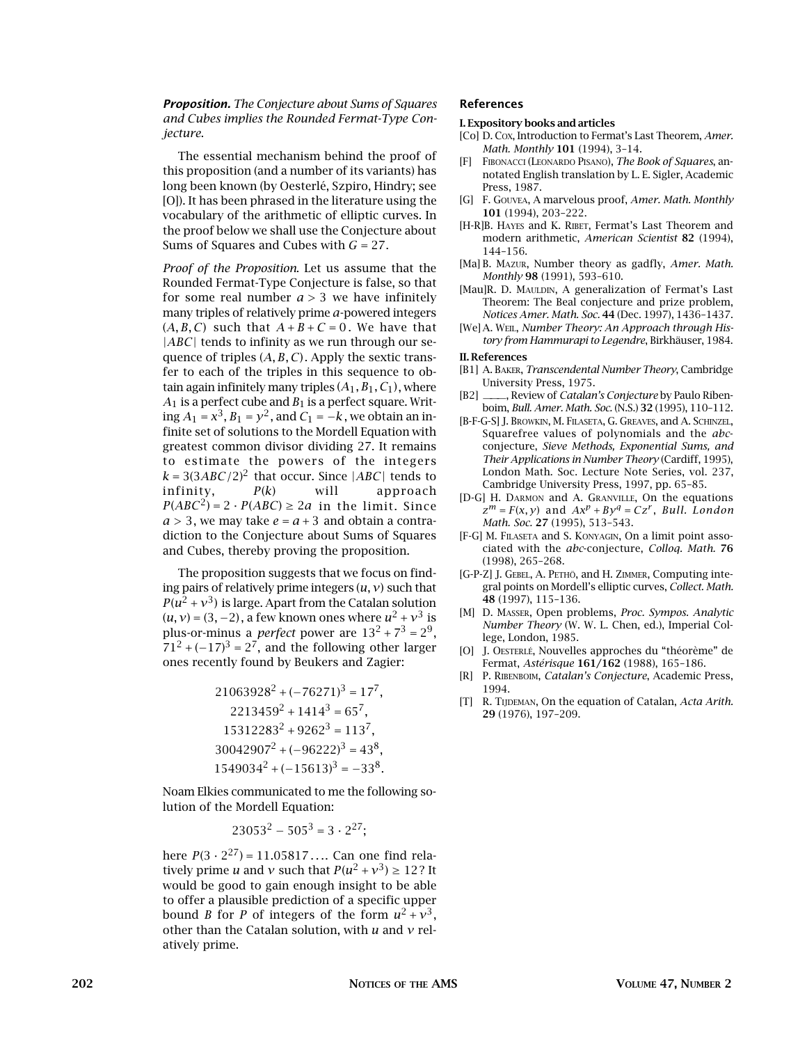***Proposition.*** *The Conjecture about Sums of Squares and Cubes implies the Rounded Fermat-Type Conjecture.*

The essential mechanism behind the proof of this proposition (and a number of its variants) has long been known (by Oesterlé, Szpiro, Hindry; see [O]). It has been phrased in the literature using the vocabulary of the arithmetic of elliptic curves. In the proof below we shall use the Conjecture about Sums of Squares and Cubes with $G = 27$.

*Proof of the Proposition.* Let us assume that the Rounded Fermat-Type Conjecture is false, so that for some real number $a > 3$ we have infinitely many triples of relatively prime $a$-powered integers $(A, B, C)$ such that $A + B + C = 0$. We have that $|ABC|$ tends to infinity as we run through our sequence of triples $(A, B, C)$. Apply the sextic transfer to each of the triples in this sequence to obtain again infinitely many triples $(A_1, B_1, C_1)$, where $A_1$ is a perfect cube and $B_1$ is a perfect square. Writing $A_1 = x^3$, $B_1 = y^2$, and $C_1 = -k$, we obtain an infinite set of solutions to the Mordell Equation with greatest common divisor dividing 27. It remains to estimate the powers of the integers $k = 3(3ABC/2)^2$ that occur. Since $|ABC|$ tends to infinity, $P(k)$ will approach $P(ABC^2) = 2 \cdot P(ABC) \geq 2a$ in the limit. Since $a > 3$, we may take $e = a + 3$ and obtain a contradiction to the Conjecture about Sums of Squares and Cubes, thereby proving the proposition.

The proposition suggests that we focus on finding pairs of relatively prime integers $(u, v)$ such that $P(u^2 + v^3)$ is large. Apart from the Catalan solution $(u, v) = (3, -2)$, a few known ones where $u^2 + v^3$ is plus-or-minus a *perfect* power are $13^2 + 7^3 = 2^9$, $71^2 + (-17)^3 = 2^7$, and the following other larger ones recently found by Beukers and Zagier:

$$21063928^2 + (-76271)^3 = 17^7,$$
$$2213459^2 + 1414^3 = 65^7,$$
$$15312283^2 + 9262^3 = 113^7,$$
$$30042907^2 + (-96222)^3 = 43^8,$$
$$1549034^2 + (-15613)^3 = -33^8.$$

Noam Elkies communicated to me the following solution of the Mordell Equation:

$$23053^2 - 505^3 = 3 \cdot 2^{27};$$

here $P(3 \cdot 2^{27}) = 11.05817\ldots$. Can one find relatively prime $u$ and $v$ such that $P(u^2 + v^3) \geq 12$? It would be good to gain enough insight to be able to offer a plausible prediction of a specific upper bound $B$ for $P$ of integers of the form $u^2 + v^3$, other than the Catalan solution, with $u$ and $v$ relatively prime.

## References

### I. Expository books and articles

[Co] D. Cox, Introduction to Fermat's Last Theorem, *Amer. Math. Monthly* **101** (1994), 3–14.

[F] Fibonacci (Leonardo Pisano), *The Book of Squares*, annotated English translation by L. E. Sigler, Academic Press, 1987.

[G] F. Gouvea, A marvelous proof, *Amer. Math. Monthly* **101** (1994), 203–222.

[H-R] B. Hayes and K. Ribet, Fermat's Last Theorem and modern arithmetic, *American Scientist* **82** (1994), 144–156.

[Ma] B. Mazur, Number theory as gadfly, *Amer. Math. Monthly* **98** (1991), 593–610.

[Mau] R. D. Mauldin, A generalization of Fermat's Last Theorem: The Beal conjecture and prize problem, *Notices Amer. Math. Soc.* **44** (Dec. 1997), 1436–1437.

[We] A. Weil, *Number Theory: An Approach through History from Hammurapi to Legendre*, Birkhäuser, 1984.

### II. References

[B1] A. Baker, *Transcendental Number Theory*, Cambridge University Press, 1975.

[B2] ______, Review of *Catalan's Conjecture* by Paulo Ribenboim, *Bull. Amer. Math. Soc.* (N.S.) **32** (1995), 110–112.

[B-F-G-S] J. Browkin, M. Filaseta, G. Greaves, and A. Schinzel, Squarefree values of polynomials and the *abc*-conjecture, *Sieve Methods, Exponential Sums, and Their Applications in Number Theory* (Cardiff, 1995), London Math. Soc. Lecture Note Series, vol. 237, Cambridge University Press, 1997, pp. 65–85.

[D-G] H. Darmon and A. Granville, On the equations $z^m = F(x, y)$ and $Ax^p + By^q = Cz^r$, *Bull. London Math. Soc.* **27** (1995), 513–543.

[F-G] M. Filaseta and S. Konyagin, On a limit point associated with the *abc*-conjecture, *Colloq. Math.* **76** (1998), 265–268.

[G-P-Z] J. Gebel, A. Pethö, and H. Zimmer, Computing integral points on Mordell's elliptic curves, *Collect. Math.* **48** (1997), 115–136.

[M] D. Masser, Open problems, *Proc. Sympos. Analytic Number Theory* (W. W. L. Chen, ed.), Imperial College, London, 1985.

[O] J. Oesterlé, Nouvelles approches du "théorème" de Fermat, *Astérisque* **161/162** (1988), 165–186.

[R] P. Ribenboim, *Catalan's Conjecture*, Academic Press, 1994.

[T] R. Tijdeman, On the equation of Catalan, *Acta Arith.* **29** (1976), 197–209.